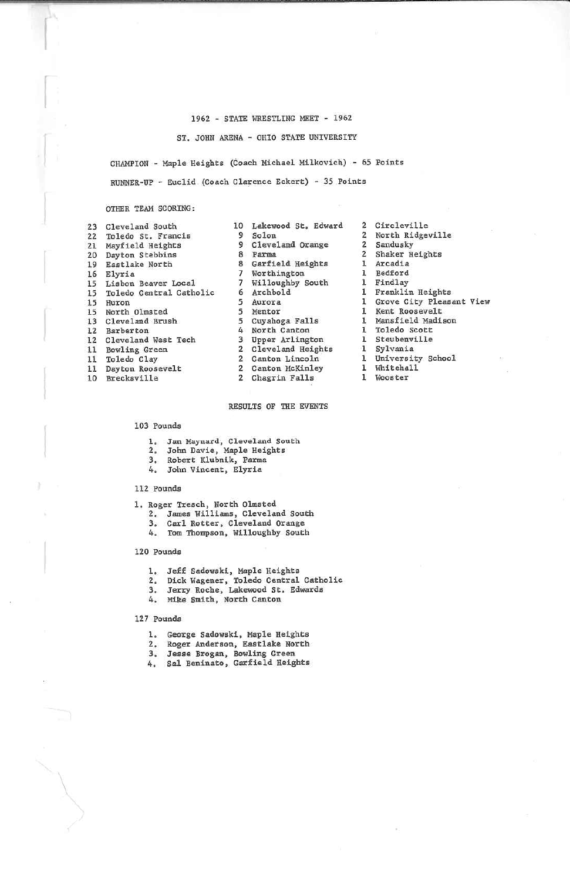# 1962 - STATE WRESTLING MEET - 1962

## ST. JOHN ARENA - OHIO STATE UNIVERSITY

CHAMPION - Maple Heights (Coach Michael Milkovich) - 65 Points

RUNNER-UP - Euclid (Coach Clarence Eckert) - 35 Points

OTHER TEAM SCORING:

| Points | School | Points | School | Points | School |
|---|---|---|---|---|---|
| 23 | Cleveland South | 10 | Lakewood St. Edward | 2 | Circleville |
| 22 | Toledo St. Francis | 9 | Solon | 2 | North Ridgeville |
| 21 | Mayfield Heights | 9 | Cleveland Orange | 2 | Sandusky |
| 20 | Dayton Stebbins | 8 | Parma | 2 | Shaker Heights |
| 19 | Eastlake North | 8 | Garfield Heights | 1 | Arcadia |
| 16 | Elyria | 7 | Worthington | 1 | Bedford |
| 15 | Lisbon Beaver Local | 7 | Willoughby South | 1 | Findlay |
| 15 | Toledo Central Catholic | 6 | Archbold | 1 | Franklin Heights |
| 15 | Huron | 5 | Aurora | 1 | Grove City Pleasant View |
| 15 | North Olmsted | 5 | Mentor | 1 | Kent Roosevelt |
| 13 | Cleveland Brush | 5 | Cuyahoga Falls | 1 | Mansfield Madison |
| 12 | Barberton | 4 | North Canton | 1 | Toledo Scott |
| 12 | Cleveland West Tech | 3 | Upper Arlington | 1 | Steubenville |
| 11 | Bowling Green | 2 | Cleveland Heights | 1 | Sylvania |
| 11 | Toledo Clay | 2 | Canton Lincoln | 1 | University School |
| 11 | Dayton Roosevelt | 2 | Canton McKinley | 1 | Whitehall |
| 10 | Brecksville | 2 | Chagrin Falls | 1 | Wooster |

## RESULTS OF THE EVENTS

### 103 Pounds

1. Jan Maynard, Cleveland South
2. John Davie, Maple Heights
3. Robert Klubnik, Parma
4. John Vincent, Elyria

### 112 Pounds

1. Roger Tresch, North Olmsted
2. James Williams, Cleveland South
3. Carl Rotter, Cleveland Orange
4. Tom Thompson, Willoughby South

### 120 Pounds

1. Jeff Sadowski, Maple Heights
2. Dick Wagener, Toledo Central Catholic
3. Jerry Roche, Lakewood St. Edwards
4. Mike Smith, North Canton

### 127 Pounds

1. George Sadowski, Maple Heights
2. Roger Anderson, Eastlake North
3. Jesse Brogan, Bowling Green
4. Sal Beninato, Garfield Heights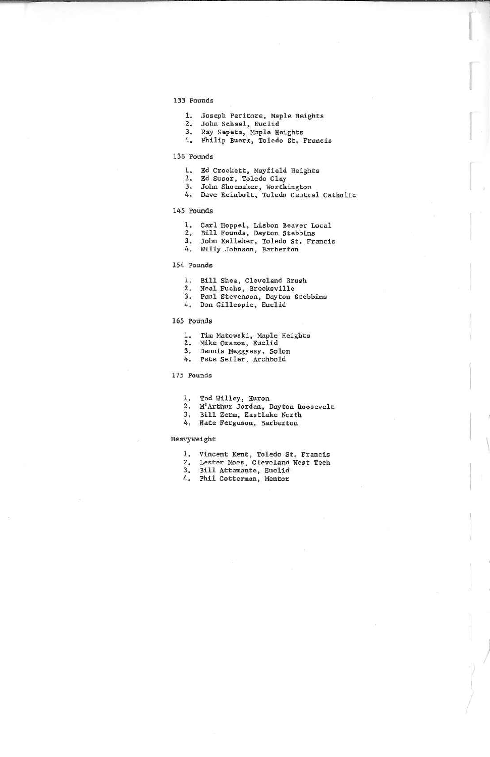133 Pounds

1. Joseph Peritore, Maple Heights
2. John Schael, Euclid
3. Ray Sepeta, Maple Heights
4. Philip Buerk, Toledo St. Francis

138 Pounds

1. Ed Crockett, Mayfield Heights
2. Ed Susor, Toledo Clay
3. John Shoemaker, Worthington
4. Dave Reinbolt, Toledo Central Catholic

145 Pounds

1. Carl Hoppel, Lisbon Beaver Local
2. Bill Founds, Dayton Stebbins
3. John Kelleher, Toledo St. Francis
4. Willy Johnson, Barberton

154 Pounds

1. Bill Shea, Cleveland Brush
2. Neal Fuchs, Brecksville
3. Paul Stevenson, Dayton Stebbins
4. Don Gillespie, Euclid

165 Pounds

1. Tim Matowski, Maple Heights
2. Mike Orazon, Euclid
3. Dennis Meggyesy, Solon
4. Pete Seiler, Archbold

175 Pounds

1. Ted Willey, Huron
2. M'Arthur Jordan, Dayton Roosevelt
3. Bill Zerm, Eastlake North
4. Nate Ferguson, Barberton

Heavyweight

1. Vincent Kent, Toledo St. Francis
2. Lester Moes, Cleveland West Tech
3. Bill Attamante, Euclid
4. Phil Cotterman, Mentor